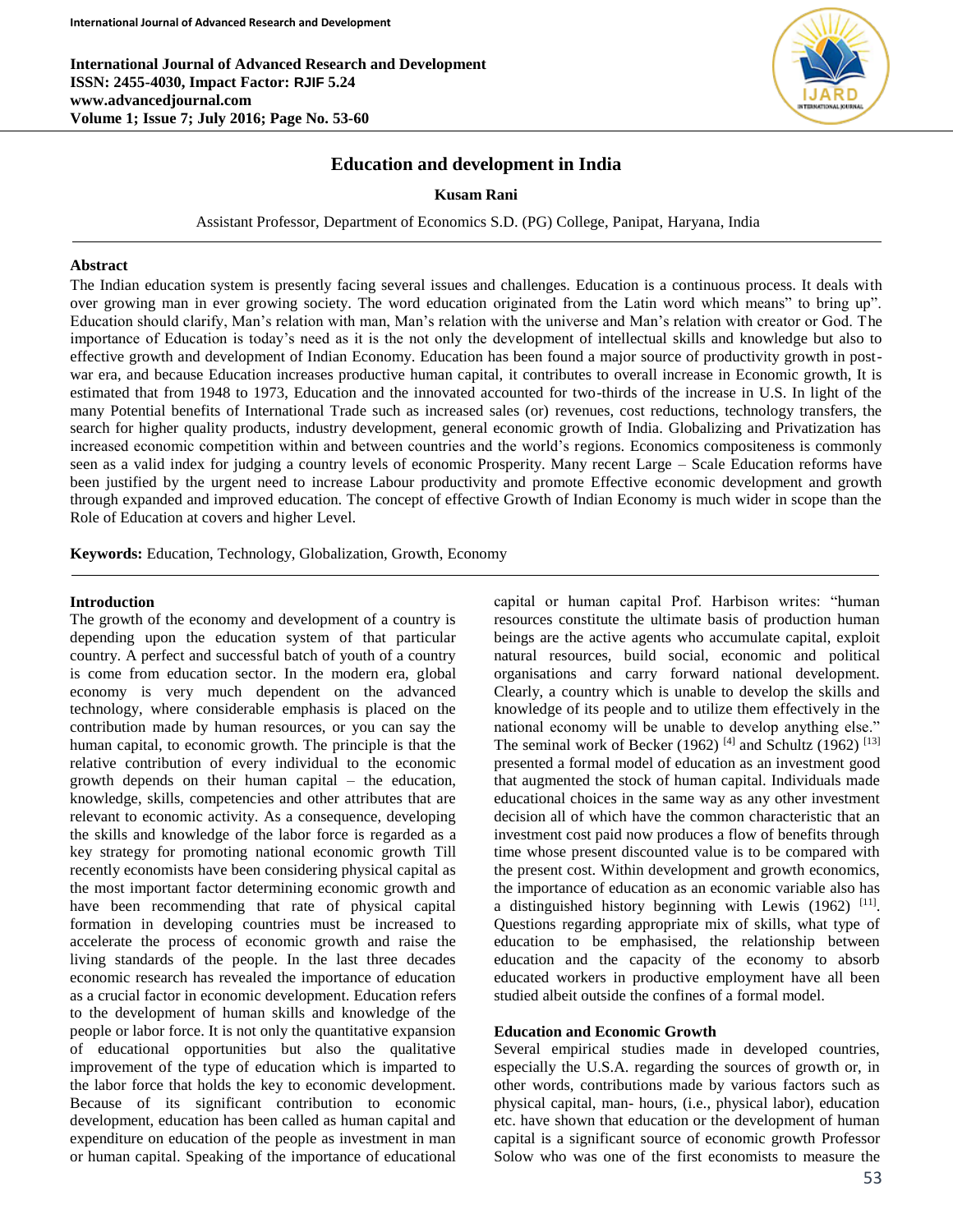# Education and development in India

**Kusam Rani**

Assistant Professor, Department of Economics S.D. (PG) College, Panipat, Haryana, India

## Abstract

The Indian education system is presently facing several issues and challenges. Education is a continuous process. It deals with over growing man in ever growing society. The word education originated from the Latin word which means" to bring up". Education should clarify, Man's relation with man, Man's relation with the universe and Man's relation with creator or God. The importance of Education is today's need as it is the not only the development of intellectual skills and knowledge but also to effective growth and development of Indian Economy. Education has been found a major source of productivity growth in post-war era, and because Education increases productive human capital, it contributes to overall increase in Economic growth, It is estimated that from 1948 to 1973, Education and the innovated accounted for two-thirds of the increase in U.S. In light of the many Potential benefits of International Trade such as increased sales (or) revenues, cost reductions, technology transfers, the search for higher quality products, industry development, general economic growth of India. Globalizing and Privatization has increased economic competition within and between countries and the world's regions. Economics compositeness is commonly seen as a valid index for judging a country levels of economic Prosperity. Many recent Large – Scale Education reforms have been justified by the urgent need to increase Labour productivity and promote Effective economic development and growth through expanded and improved education. The concept of effective Growth of Indian Economy is much wider in scope than the Role of Education at covers and higher Level.

**Keywords:** Education, Technology, Globalization, Growth, Economy

## Introduction

The growth of the economy and development of a country is depending upon the education system of that particular country. A perfect and successful batch of youth of a country is come from education sector. In the modern era, global economy is very much dependent on the advanced technology, where considerable emphasis is placed on the contribution made by human resources, or you can say the human capital, to economic growth. The principle is that the relative contribution of every individual to the economic growth depends on their human capital – the education, knowledge, skills, competencies and other attributes that are relevant to economic activity. As a consequence, developing the skills and knowledge of the labor force is regarded as a key strategy for promoting national economic growth Till recently economists have been considering physical capital as the most important factor determining economic growth and have been recommending that rate of physical capital formation in developing countries must be increased to accelerate the process of economic growth and raise the living standards of the people. In the last three decades economic research has revealed the importance of education as a crucial factor in economic development. Education refers to the development of human skills and knowledge of the people or labor force. It is not only the quantitative expansion of educational opportunities but also the qualitative improvement of the type of education which is imparted to the labor force that holds the key to economic development. Because of its significant contribution to economic development, education has been called as human capital and expenditure on education of the people as investment in man or human capital. Speaking of the importance of educational capital or human capital Prof. Harbison writes: "human resources constitute the ultimate basis of production human beings are the active agents who accumulate capital, exploit natural resources, build social, economic and political organisations and carry forward national development. Clearly, a country which is unable to develop the skills and knowledge of its people and to utilize them effectively in the national economy will be unable to develop anything else." The seminal work of Becker (1962) [4] and Schultz (1962) [13] presented a formal model of education as an investment good that augmented the stock of human capital. Individuals made educational choices in the same way as any other investment decision all of which have the common characteristic that an investment cost paid now produces a flow of benefits through time whose present discounted value is to be compared with the present cost. Within development and growth economics, the importance of education as an economic variable also has a distinguished history beginning with Lewis (1962) [11]. Questions regarding appropriate mix of skills, what type of education to be emphasised, the relationship between education and the capacity of the economy to absorb educated workers in productive employment have all been studied albeit outside the confines of a formal model.

## Education and Economic Growth

Several empirical studies made in developed countries, especially the U.S.A. regarding the sources of growth or, in other words, contributions made by various factors such as physical capital, man- hours, (i.e., physical labor), education etc. have shown that education or the development of human capital is a significant source of economic growth Professor Solow who was one of the first economists to measure the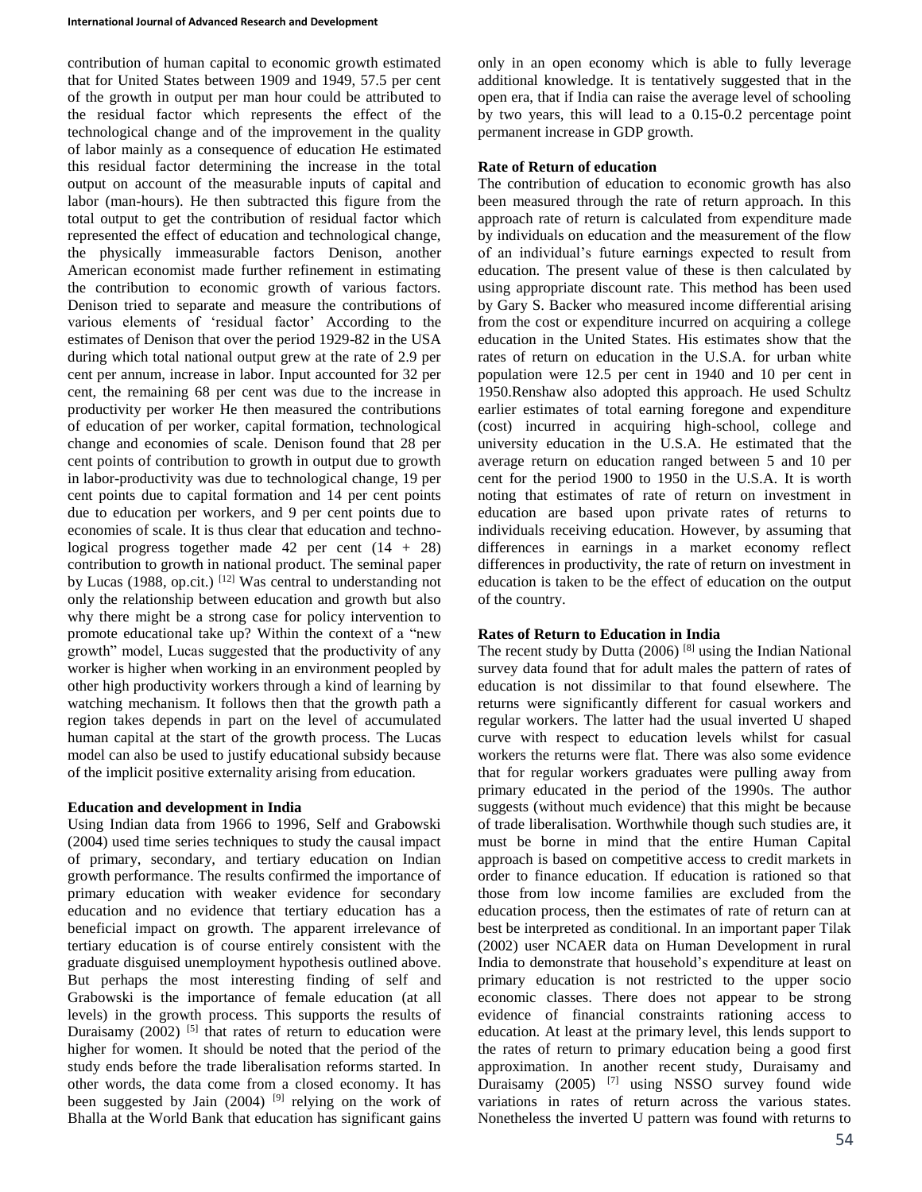contribution of human capital to economic growth estimated that for United States between 1909 and 1949, 57.5 per cent of the growth in output per man hour could be attributed to the residual factor which represents the effect of the technological change and of the improvement in the quality of labor mainly as a consequence of education He estimated this residual factor determining the increase in the total output on account of the measurable inputs of capital and labor (man-hours). He then subtracted this figure from the total output to get the contribution of residual factor which represented the effect of education and technological change, the physically immeasurable factors Denison, another American economist made further refinement in estimating the contribution to economic growth of various factors. Denison tried to separate and measure the contributions of various elements of 'residual factor' According to the estimates of Denison that over the period 1929-82 in the USA during which total national output grew at the rate of 2.9 per cent per annum, increase in labor. Input accounted for 32 per cent, the remaining 68 per cent was due to the increase in productivity per worker He then measured the contributions of education of per worker, capital formation, technological change and economies of scale. Denison found that 28 per cent points of contribution to growth in output due to growth in labor-productivity was due to technological change, 19 per cent points due to capital formation and 14 per cent points due to education per workers, and 9 per cent points due to economies of scale. It is thus clear that education and technological progress together made 42 per cent (14 + 28) contribution to growth in national product. The seminal paper by Lucas (1988, op.cit.) [12] Was central to understanding not only the relationship between education and growth but also why there might be a strong case for policy intervention to promote educational take up? Within the context of a "new growth" model, Lucas suggested that the productivity of any worker is higher when working in an environment peopled by other high productivity workers through a kind of learning by watching mechanism. It follows then that the growth path a region takes depends in part on the level of accumulated human capital at the start of the growth process. The Lucas model can also be used to justify educational subsidy because of the implicit positive externality arising from education.

**Education and development in India**

Using Indian data from 1966 to 1996, Self and Grabowski (2004) used time series techniques to study the causal impact of primary, secondary, and tertiary education on Indian growth performance. The results confirmed the importance of primary education with weaker evidence for secondary education and no evidence that tertiary education has a beneficial impact on growth. The apparent irrelevance of tertiary education is of course entirely consistent with the graduate disguised unemployment hypothesis outlined above. But perhaps the most interesting finding of self and Grabowski is the importance of female education (at all levels) in the growth process. This supports the results of Duraisamy (2002) [5] that rates of return to education were higher for women. It should be noted that the period of the study ends before the trade liberalisation reforms started. In other words, the data come from a closed economy. It has been suggested by Jain (2004) [9] relying on the work of Bhalla at the World Bank that education has significant gains only in an open economy which is able to fully leverage additional knowledge. It is tentatively suggested that in the open era, that if India can raise the average level of schooling by two years, this will lead to a 0.15-0.2 percentage point permanent increase in GDP growth.

**Rate of Return of education**

The contribution of education to economic growth has also been measured through the rate of return approach. In this approach rate of return is calculated from expenditure made by individuals on education and the measurement of the flow of an individual's future earnings expected to result from education. The present value of these is then calculated by using appropriate discount rate. This method has been used by Gary S. Backer who measured income differential arising from the cost or expenditure incurred on acquiring a college education in the United States. His estimates show that the rates of return on education in the U.S.A. for urban white population were 12.5 per cent in 1940 and 10 per cent in 1950.Renshaw also adopted this approach. He used Schultz earlier estimates of total earning foregone and expenditure (cost) incurred in acquiring high-school, college and university education in the U.S.A. He estimated that the average return on education ranged between 5 and 10 per cent for the period 1900 to 1950 in the U.S.A. It is worth noting that estimates of rate of return on investment in education are based upon private rates of returns to individuals receiving education. However, by assuming that differences in earnings in a market economy reflect differences in productivity, the rate of return on investment in education is taken to be the effect of education on the output of the country.

**Rates of Return to Education in India**

The recent study by Dutta (2006) [8] using the Indian National survey data found that for adult males the pattern of rates of education is not dissimilar to that found elsewhere. The returns were significantly different for casual workers and regular workers. The latter had the usual inverted U shaped curve with respect to education levels whilst for casual workers the returns were flat. There was also some evidence that for regular workers graduates were pulling away from primary educated in the period of the 1990s. The author suggests (without much evidence) that this might be because of trade liberalisation. Worthwhile though such studies are, it must be borne in mind that the entire Human Capital approach is based on competitive access to credit markets in order to finance education. If education is rationed so that those from low income families are excluded from the education process, then the estimates of rate of return can at best be interpreted as conditional. In an important paper Tilak (2002) user NCAER data on Human Development in rural India to demonstrate that household's expenditure at least on primary education is not restricted to the upper socio economic classes. There does not appear to be strong evidence of financial constraints rationing access to education. At least at the primary level, this lends support to the rates of return to primary education being a good first approximation. In another recent study, Duraisamy and Duraisamy (2005) [7] using NSSO survey found wide variations in rates of return across the various states. Nonetheless the inverted U pattern was found with returns to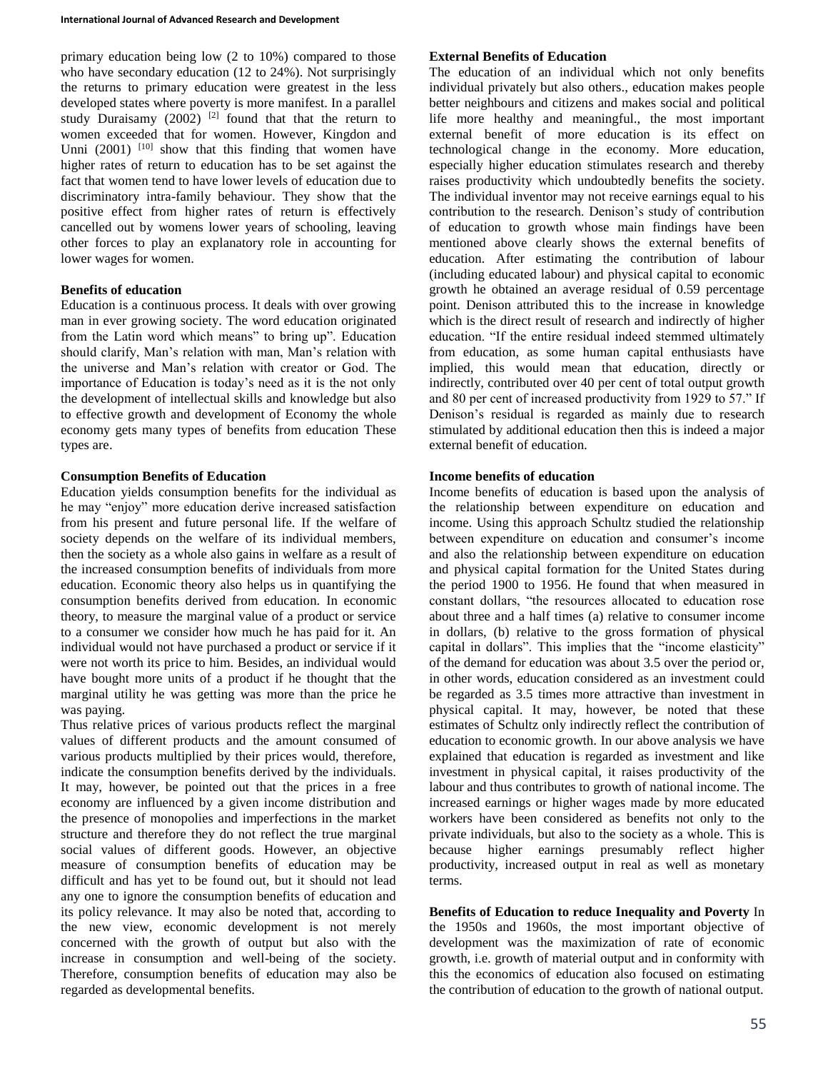primary education being low (2 to 10%) compared to those who have secondary education (12 to 24%). Not surprisingly the returns to primary education were greatest in the less developed states where poverty is more manifest. In a parallel study Duraisamy (2002) [2] found that that the return to women exceeded that for women. However, Kingdon and Unni (2001) [10] show that this finding that women have higher rates of return to education has to be set against the fact that women tend to have lower levels of education due to discriminatory intra-family behaviour. They show that the positive effect from higher rates of return is effectively cancelled out by womens lower years of schooling, leaving other forces to play an explanatory role in accounting for lower wages for women.

**Benefits of education**

Education is a continuous process. It deals with over growing man in ever growing society. The word education originated from the Latin word which means" to bring up". Education should clarify, Man's relation with man, Man's relation with the universe and Man's relation with creator or God. The importance of Education is today's need as it is the not only the development of intellectual skills and knowledge but also to effective growth and development of Economy the whole economy gets many types of benefits from education These types are.

**Consumption Benefits of Education**

Education yields consumption benefits for the individual as he may "enjoy" more education derive increased satisfaction from his present and future personal life. If the welfare of society depends on the welfare of its individual members, then the society as a whole also gains in welfare as a result of the increased consumption benefits of individuals from more education. Economic theory also helps us in quantifying the consumption benefits derived from education. In economic theory, to measure the marginal value of a product or service to a consumer we consider how much he has paid for it. An individual would not have purchased a product or service if it were not worth its price to him. Besides, an individual would have bought more units of a product if he thought that the marginal utility he was getting was more than the price he was paying.

Thus relative prices of various products reflect the marginal values of different products and the amount consumed of various products multiplied by their prices would, therefore, indicate the consumption benefits derived by the individuals. It may, however, be pointed out that the prices in a free economy are influenced by a given income distribution and the presence of monopolies and imperfections in the market structure and therefore they do not reflect the true marginal social values of different goods. However, an objective measure of consumption benefits of education may be difficult and has yet to be found out, but it should not lead any one to ignore the consumption benefits of education and its policy relevance. It may also be noted that, according to the new view, economic development is not merely concerned with the growth of output but also with the increase in consumption and well-being of the society. Therefore, consumption benefits of education may also be regarded as developmental benefits.

**External Benefits of Education**

The education of an individual which not only benefits individual privately but also others., education makes people better neighbours and citizens and makes social and political life more healthy and meaningful., the most important external benefit of more education is its effect on technological change in the economy. More education, especially higher education stimulates research and thereby raises productivity which undoubtedly benefits the society. The individual inventor may not receive earnings equal to his contribution to the research. Denison's study of contribution of education to growth whose main findings have been mentioned above clearly shows the external benefits of education. After estimating the contribution of labour (including educated labour) and physical capital to economic growth he obtained an average residual of 0.59 percentage point. Denison attributed this to the increase in knowledge which is the direct result of research and indirectly of higher education. "If the entire residual indeed stemmed ultimately from education, as some human capital enthusiasts have implied, this would mean that education, directly or indirectly, contributed over 40 per cent of total output growth and 80 per cent of increased productivity from 1929 to 57." If Denison's residual is regarded as mainly due to research stimulated by additional education then this is indeed a major external benefit of education.

**Income benefits of education**

Income benefits of education is based upon the analysis of the relationship between expenditure on education and income. Using this approach Schultz studied the relationship between expenditure on education and consumer's income and also the relationship between expenditure on education and physical capital formation for the United States during the period 1900 to 1956. He found that when measured in constant dollars, "the resources allocated to education rose about three and a half times (a) relative to consumer income in dollars, (b) relative to the gross formation of physical capital in dollars". This implies that the "income elasticity" of the demand for education was about 3.5 over the period or, in other words, education considered as an investment could be regarded as 3.5 times more attractive than investment in physical capital. It may, however, be noted that these estimates of Schultz only indirectly reflect the contribution of education to economic growth. In our above analysis we have explained that education is regarded as investment and like investment in physical capital, it raises productivity of the labour and thus contributes to growth of national income. The increased earnings or higher wages made by more educated workers have been considered as benefits not only to the private individuals, but also to the society as a whole. This is because higher earnings presumably reflect higher productivity, increased output in real as well as monetary terms.

**Benefits of Education to reduce Inequality and Poverty** In the 1950s and 1960s, the most important objective of development was the maximization of rate of economic growth, i.e. growth of material output and in conformity with this the economics of education also focused on estimating the contribution of education to the growth of national output.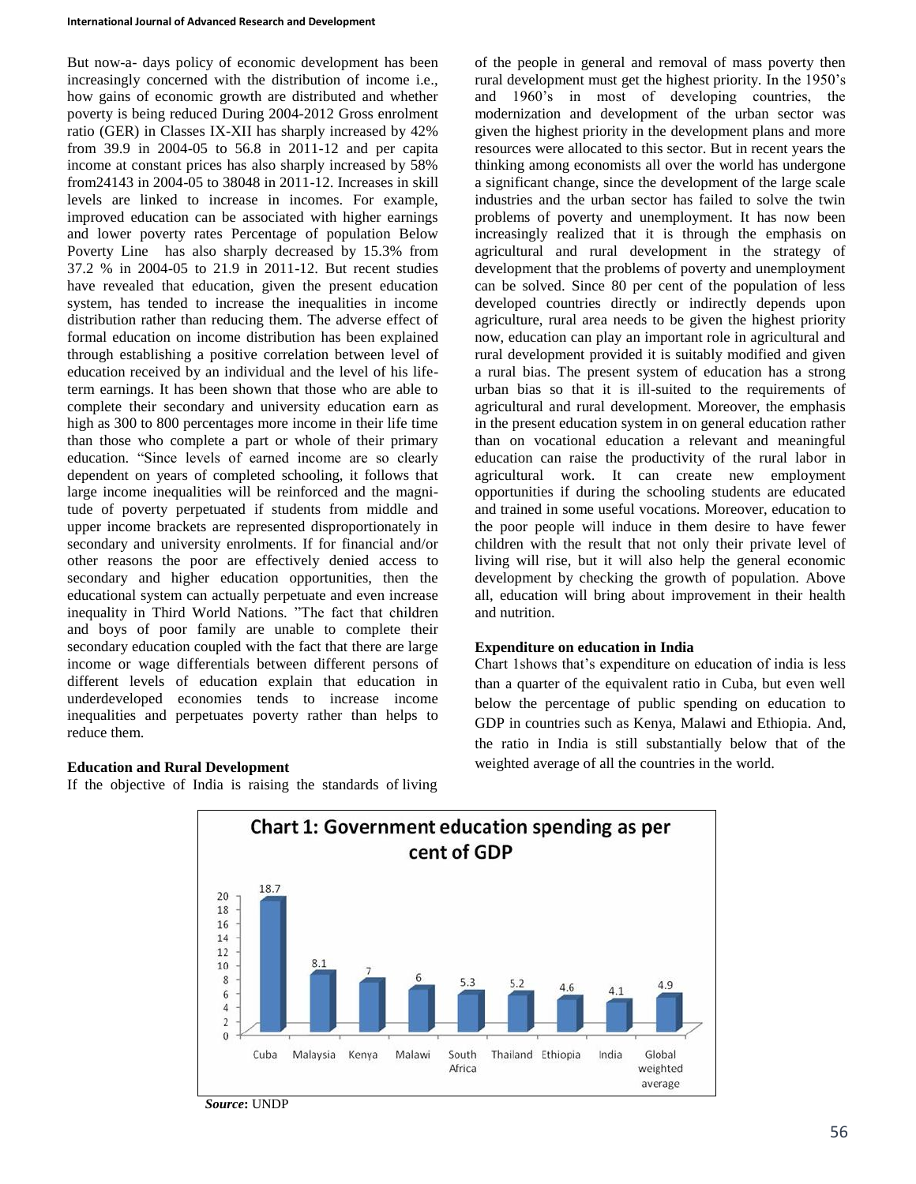But now-a- days policy of economic development has been increasingly concerned with the distribution of income i.e., how gains of economic growth are distributed and whether poverty is being reduced During 2004-2012 Gross enrolment ratio (GER) in Classes IX-XII has sharply increased by 42% from 39.9 in 2004-05 to 56.8 in 2011-12 and per capita income at constant prices has also sharply increased by 58% from24143 in 2004-05 to 38048 in 2011-12. Increases in skill levels are linked to increase in incomes. For example, improved education can be associated with higher earnings and lower poverty rates Percentage of population Below Poverty Line has also sharply decreased by 15.3% from 37.2 % in 2004-05 to 21.9 in 2011-12. But recent studies have revealed that education, given the present education system, has tended to increase the inequalities in income distribution rather than reducing them. The adverse effect of formal education on income distribution has been explained through establishing a positive correlation between level of education received by an individual and the level of his life-term earnings. It has been shown that those who are able to complete their secondary and university education earn as high as 300 to 800 percentages more income in their life time than those who complete a part or whole of their primary education. "Since levels of earned income are so clearly dependent on years of completed schooling, it follows that large income inequalities will be reinforced and the magnitude of poverty perpetuated if students from middle and upper income brackets are represented disproportionately in secondary and university enrolments. If for financial and/or other reasons the poor are effectively denied access to secondary and higher education opportunities, then the educational system can actually perpetuate and even increase inequality in Third World Nations. "The fact that children and boys of poor family are unable to complete their secondary education coupled with the fact that there are large income or wage differentials between different persons of different levels of education explain that education in underdeveloped economies tends to increase income inequalities and perpetuates poverty rather than helps to reduce them.

**Education and Rural Development**

If the objective of India is raising the standards of living of the people in general and removal of mass poverty then rural development must get the highest priority. In the 1950's and 1960's in most of developing countries, the modernization and development of the urban sector was given the highest priority in the development plans and more resources were allocated to this sector. But in recent years the thinking among economists all over the world has undergone a significant change, since the development of the large scale industries and the urban sector has failed to solve the twin problems of poverty and unemployment. It has now been increasingly realized that it is through the emphasis on agricultural and rural development in the strategy of development that the problems of poverty and unemployment can be solved. Since 80 per cent of the population of less developed countries directly or indirectly depends upon agriculture, rural area needs to be given the highest priority now, education can play an important role in agricultural and rural development provided it is suitably modified and given a rural bias. The present system of education has a strong urban bias so that it is ill-suited to the requirements of agricultural and rural development. Moreover, the emphasis in the present education system in on general education rather than on vocational education a relevant and meaningful education can raise the productivity of the rural labor in agricultural work. It can create new employment opportunities if during the schooling students are educated and trained in some useful vocations. Moreover, education to the poor people will induce in them desire to have fewer children with the result that not only their private level of living will rise, but it will also help the general economic development by checking the growth of population. Above all, education will bring about improvement in their health and nutrition.

**Expenditure on education in India**

Chart 1shows that's expenditure on education of india is less than a quarter of the equivalent ratio in Cuba, but even well below the percentage of public spending on education to GDP in countries such as Kenya, Malawi and Ethiopia. And, the ratio in India is still substantially below that of the weighted average of all the countries in the world.

**Chart 1: Government education spending as per cent of GDP**

| Country | Per cent of GDP |
|---|---|
| Cuba | 18.7 |
| Malaysia | 8.1 |
| Kenya | 7 |
| Malawi | 6 |
| South Africa | 5.3 |
| Thailand | 5.2 |
| Ethiopia | 4.6 |
| India | 4.1 |
| Global weighted average | 4.9 |

***Source*:** UNDP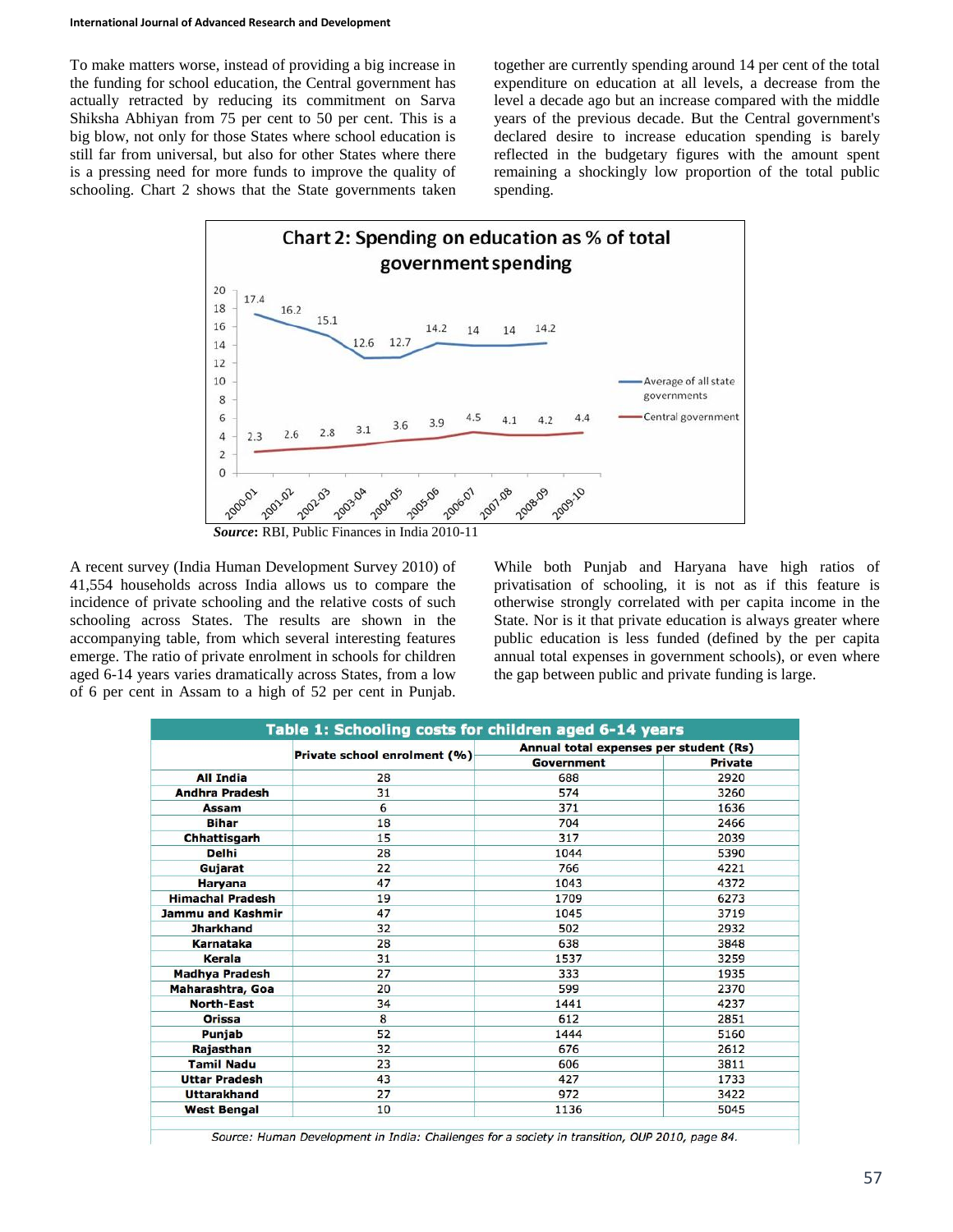To make matters worse, instead of providing a big increase in the funding for school education, the Central government has actually retracted by reducing its commitment on Sarva Shiksha Abhiyan from 75 per cent to 50 per cent. This is a big blow, not only for those States where school education is still far from universal, but also for other States where there is a pressing need for more funds to improve the quality of schooling. Chart 2 shows that the State governments taken together are currently spending around 14 per cent of the total expenditure on education at all levels, a decrease from the level a decade ago but an increase compared with the middle years of the previous decade. But the Central government's declared desire to increase education spending is barely reflected in the budgetary figures with the amount spent remaining a shockingly low proportion of the total public spending.

**Chart 2: Spending on education as % of total government spending**

| Year | Average of all state governments | Central government |
|---|---|---|
| 2000-01 | 17.4 | 2.3 |
| 2001-02 | 16.2 | 2.6 |
| 2002-03 | 15.1 | 2.8 |
| 2003-04 | 12.6 | 3.1 |
| 2004-05 | 12.7 | 3.6 |
| 2005-06 | 14.2 | 3.9 |
| 2006-07 | 14 | 4.5 |
| 2007-08 | 14 | 4.1 |
| 2008-09 | 14.2 | 4.2 |
| 2009-10 | | 4.4 |

***Source*****:** RBI, Public Finances in India 2010-11

A recent survey (India Human Development Survey 2010) of 41,554 households across India allows us to compare the incidence of private schooling and the relative costs of such schooling across States. The results are shown in the accompanying table, from which several interesting features emerge. The ratio of private enrolment in schools for children aged 6-14 years varies dramatically across States, from a low of 6 per cent in Assam to a high of 52 per cent in Punjab. While both Punjab and Haryana have high ratios of privatisation of schooling, it is not as if this feature is otherwise strongly correlated with per capita income in the State. Nor is it that private education is always greater where public education is less funded (defined by the per capita annual total expenses in government schools), or even where the gap between public and private funding is large.

**Table 1: Schooling costs for children aged 6-14 years**

| | Private school enrolment (%) | Annual total expenses per student (Rs) | |
|---|---|---|---|
| | | Government | Private |
| All India | 28 | 688 | 2920 |
| Andhra Pradesh | 31 | 574 | 3260 |
| Assam | 6 | 371 | 1636 |
| Bihar | 18 | 704 | 2466 |
| Chhattisgarh | 15 | 317 | 2039 |
| Delhi | 28 | 1044 | 5390 |
| Gujarat | 22 | 766 | 4221 |
| Haryana | 47 | 1043 | 4372 |
| Himachal Pradesh | 19 | 1709 | 6273 |
| Jammu and Kashmir | 47 | 1045 | 3719 |
| Jharkhand | 32 | 502 | 2932 |
| Karnataka | 28 | 638 | 3848 |
| Kerala | 31 | 1537 | 3259 |
| Madhya Pradesh | 27 | 333 | 1935 |
| Maharashtra, Goa | 20 | 599 | 2370 |
| North-East | 34 | 1441 | 4237 |
| Orissa | 8 | 612 | 2851 |
| Punjab | 52 | 1444 | 5160 |
| Rajasthan | 32 | 676 | 2612 |
| Tamil Nadu | 23 | 606 | 3811 |
| Uttar Pradesh | 43 | 427 | 1733 |
| Uttarakhand | 27 | 972 | 3422 |
| West Bengal | 10 | 1136 | 5045 |

*Source: Human Development in India: Challenges for a society in transition, OUP 2010, page 84.*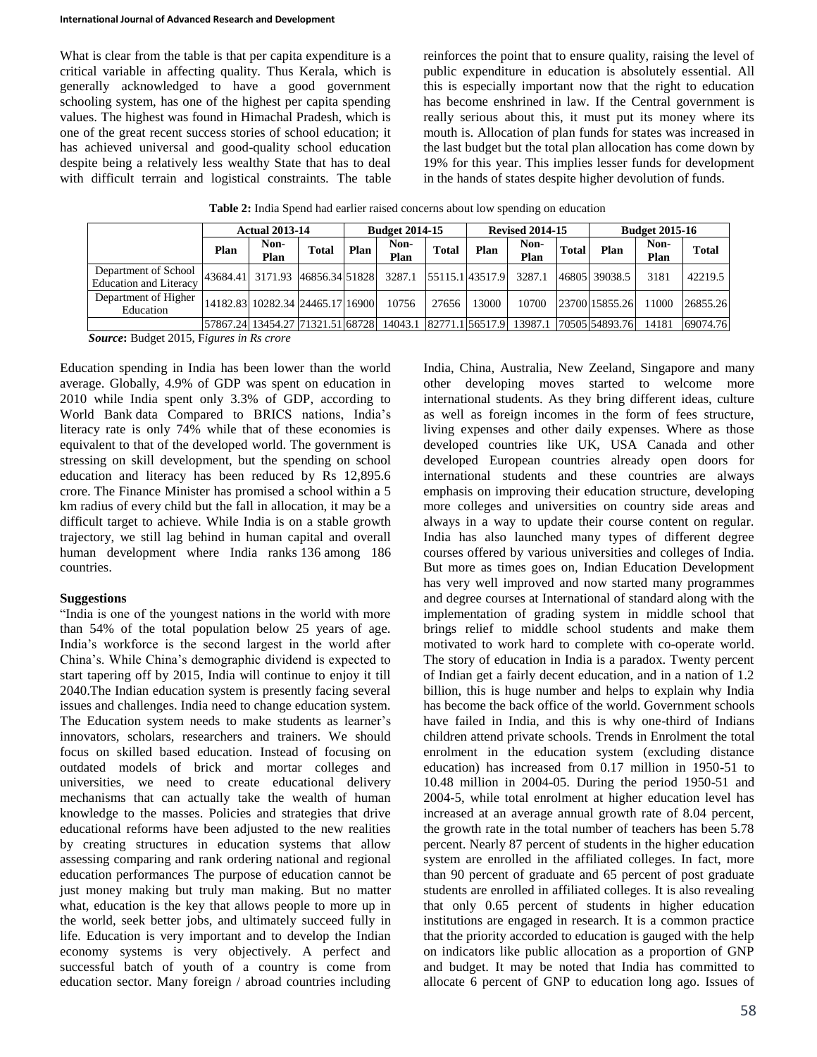What is clear from the table is that per capita expenditure is a critical variable in affecting quality. Thus Kerala, which is generally acknowledged to have a good government schooling system, has one of the highest per capita spending values. The highest was found in Himachal Pradesh, which is one of the great recent success stories of school education; it has achieved universal and good-quality school education despite being a relatively less wealthy State that has to deal with difficult terrain and logistical constraints. The table reinforces the point that to ensure quality, raising the level of public expenditure in education is absolutely essential. All this is especially important now that the right to education has become enshrined in law. If the Central government is really serious about this, it must put its money where its mouth is. Allocation of plan funds for states was increased in the last budget but the total plan allocation has come down by 19% for this year. This implies lesser funds for development in the hands of states despite higher devolution of funds.

**Table 2:** India Spend had earlier raised concerns about low spending on education

| | Actual 2013-14 | | | Budget 2014-15 | | | Revised 2014-15 | | | Budget 2015-16 | | |
|---|---|---|---|---|---|---|---|---|---|---|---|---|
| | Plan | Non-Plan | Total | Plan | Non-Plan | Total | Plan | Non-Plan | Total | Plan | Non-Plan | Total |
| Department of School Education and Literacy | 43684.41 | 3171.93 | 46856.34 | 51828 | 3287.1 | 55115.1 | 43517.9 | 3287.1 | 46805 | 39038.5 | 3181 | 42219.5 |
| Department of Higher Education | 14182.83 | 10282.34 | 24465.17 | 16900 | 10756 | 27656 | 13000 | 10700 | 23700 | 15855.26 | 11000 | 26855.26 |
| | 57867.24 | 13454.27 | 71321.51 | 68728 | 14043.1 | 82771.1 | 56517.9 | 13987.1 | 70505 | 54893.76 | 14181 | 69074.76 |

***Source*:** Budget 2015, F*igures in Rs crore*

Education spending in India has been lower than the world average. Globally, 4.9% of GDP was spent on education in 2010 while India spent only 3.3% of GDP, according to World Bank data Compared to BRICS nations, India's literacy rate is only 74% while that of these economies is equivalent to that of the developed world. The government is stressing on skill development, but the spending on school education and literacy has been reduced by Rs 12,895.6 crore. The Finance Minister has promised a school within a 5 km radius of every child but the fall in allocation, it may be a difficult target to achieve. While India is on a stable growth trajectory, we still lag behind in human capital and overall human development where India ranks 136 among 186 countries.

**Suggestions**

"India is one of the youngest nations in the world with more than 54% of the total population below 25 years of age. India's workforce is the second largest in the world after China's. While China's demographic dividend is expected to start tapering off by 2015, India will continue to enjoy it till 2040.The Indian education system is presently facing several issues and challenges. India need to change education system. The Education system needs to make students as learner's innovators, scholars, researchers and trainers. We should focus on skilled based education. Instead of focusing on outdated models of brick and mortar colleges and universities, we need to create educational delivery mechanisms that can actually take the wealth of human knowledge to the masses. Policies and strategies that drive educational reforms have been adjusted to the new realities by creating structures in education systems that allow assessing comparing and rank ordering national and regional education performances The purpose of education cannot be just money making but truly man making. But no matter what, education is the key that allows people to more up in the world, seek better jobs, and ultimately succeed fully in life. Education is very important and to develop the Indian economy systems is very objectively. A perfect and successful batch of youth of a country is come from education sector. Many foreign / abroad countries including India, China, Australia, New Zeeland, Singapore and many other developing moves started to welcome more international students. As they bring different ideas, culture as well as foreign incomes in the form of fees structure, living expenses and other daily expenses. Where as those developed countries like UK, USA Canada and other developed European countries already open doors for international students and these countries are always emphasis on improving their education structure, developing more colleges and universities on country side areas and always in a way to update their course content on regular. India has also launched many types of different degree courses offered by various universities and colleges of India. But more as times goes on, Indian Education Development has very well improved and now started many programmes and degree courses at International of standard along with the implementation of grading system in middle school that brings relief to middle school students and make them motivated to work hard to complete with co-operate world. The story of education in India is a paradox. Twenty percent of Indian get a fairly decent education, and in a nation of 1.2 billion, this is huge number and helps to explain why India has become the back office of the world. Government schools have failed in India, and this is why one-third of Indians children attend private schools. Trends in Enrolment the total enrolment in the education system (excluding distance education) has increased from 0.17 million in 1950-51 to 10.48 million in 2004-05. During the period 1950-51 and 2004-5, while total enrolment at higher education level has increased at an average annual growth rate of 8.04 percent, the growth rate in the total number of teachers has been 5.78 percent. Nearly 87 percent of students in the higher education system are enrolled in the affiliated colleges. In fact, more than 90 percent of graduate and 65 percent of post graduate students are enrolled in affiliated colleges. It is also revealing that only 0.65 percent of students in higher education institutions are engaged in research. It is a common practice that the priority accorded to education is gauged with the help on indicators like public allocation as a proportion of GNP and budget. It may be noted that India has committed to allocate 6 percent of GNP to education long ago. Issues of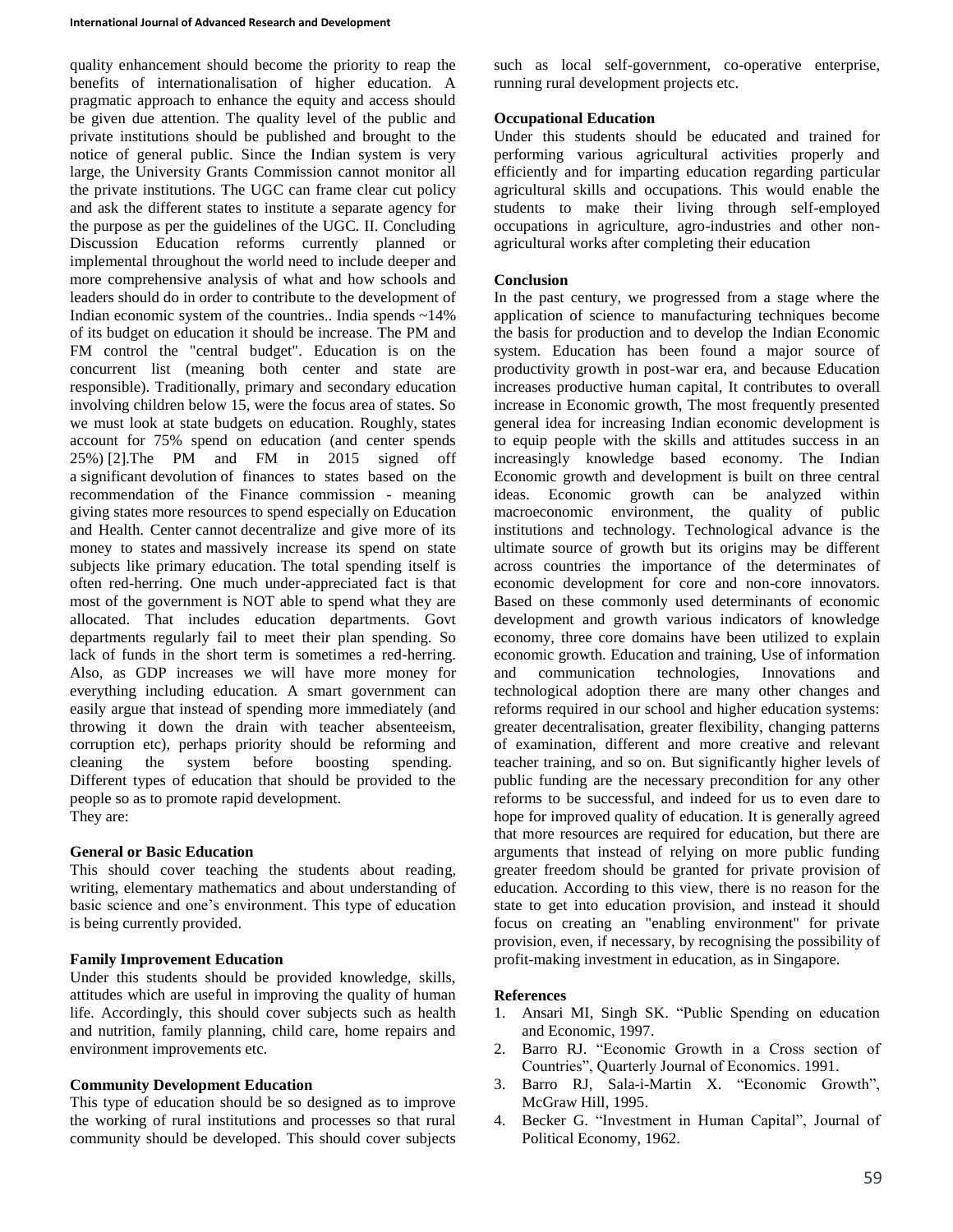quality enhancement should become the priority to reap the benefits of internationalisation of higher education. A pragmatic approach to enhance the equity and access should be given due attention. The quality level of the public and private institutions should be published and brought to the notice of general public. Since the Indian system is very large, the University Grants Commission cannot monitor all the private institutions. The UGC can frame clear cut policy and ask the different states to institute a separate agency for the purpose as per the guidelines of the UGC. II. Concluding Discussion Education reforms currently planned or implemental throughout the world need to include deeper and more comprehensive analysis of what and how schools and leaders should do in order to contribute to the development of Indian economic system of the countries.. India spends ~14% of its budget on education it should be increase. The PM and FM control the "central budget". Education is on the concurrent list (meaning both center and state are responsible). Traditionally, primary and secondary education involving children below 15, were the focus area of states. So we must look at state budgets on education. Roughly, states account for 75% spend on education (and center spends 25%) [2].The PM and FM in 2015 signed off a significant devolution of finances to states based on the recommendation of the Finance commission - meaning giving states more resources to spend especially on Education and Health. Center cannot decentralize and give more of its money to states and massively increase its spend on state subjects like primary education. The total spending itself is often red-herring. One much under-appreciated fact is that most of the government is NOT able to spend what they are allocated. That includes education departments. Govt departments regularly fail to meet their plan spending. So lack of funds in the short term is sometimes a red-herring. Also, as GDP increases we will have more money for everything including education. A smart government can easily argue that instead of spending more immediately (and throwing it down the drain with teacher absenteeism, corruption etc), perhaps priority should be reforming and cleaning the system before boosting spending. Different types of education that should be provided to the people so as to promote rapid development.
They are:

**General or Basic Education**

This should cover teaching the students about reading, writing, elementary mathematics and about understanding of basic science and one's environment. This type of education is being currently provided.

**Family Improvement Education**

Under this students should be provided knowledge, skills, attitudes which are useful in improving the quality of human life. Accordingly, this should cover subjects such as health and nutrition, family planning, child care, home repairs and environment improvements etc.

**Community Development Education**

This type of education should be so designed as to improve the working of rural institutions and processes so that rural community should be developed. This should cover subjects such as local self-government, co-operative enterprise, running rural development projects etc.

**Occupational Education**

Under this students should be educated and trained for performing various agricultural activities properly and efficiently and for imparting education regarding particular agricultural skills and occupations. This would enable the students to make their living through self-employed occupations in agriculture, agro-industries and other non-agricultural works after completing their education

**Conclusion**

In the past century, we progressed from a stage where the application of science to manufacturing techniques become the basis for production and to develop the Indian Economic system. Education has been found a major source of productivity growth in post-war era, and because Education increases productive human capital, It contributes to overall increase in Economic growth, The most frequently presented general idea for increasing Indian economic development is to equip people with the skills and attitudes success in an increasingly knowledge based economy. The Indian Economic growth and development is built on three central ideas. Economic growth can be analyzed within macroeconomic environment, the quality of public institutions and technology. Technological advance is the ultimate source of growth but its origins may be different across countries the importance of the determinates of economic development for core and non-core innovators. Based on these commonly used determinants of economic development and growth various indicators of knowledge economy, three core domains have been utilized to explain economic growth. Education and training, Use of information and communication technologies, Innovations and technological adoption there are many other changes and reforms required in our school and higher education systems: greater decentralisation, greater flexibility, changing patterns of examination, different and more creative and relevant teacher training, and so on. But significantly higher levels of public funding are the necessary precondition for any other reforms to be successful, and indeed for us to even dare to hope for improved quality of education. It is generally agreed that more resources are required for education, but there are arguments that instead of relying on more public funding greater freedom should be granted for private provision of education. According to this view, there is no reason for the state to get into education provision, and instead it should focus on creating an "enabling environment" for private provision, even, if necessary, by recognising the possibility of profit-making investment in education, as in Singapore.

**References**

1. Ansari MI, Singh SK. "Public Spending on education and Economic, 1997.
2. Barro RJ. "Economic Growth in a Cross section of Countries", Quarterly Journal of Economics. 1991.
3. Barro RJ, Sala-i-Martin X. "Economic Growth", McGraw Hill, 1995.
4. Becker G. "Investment in Human Capital", Journal of Political Economy, 1962.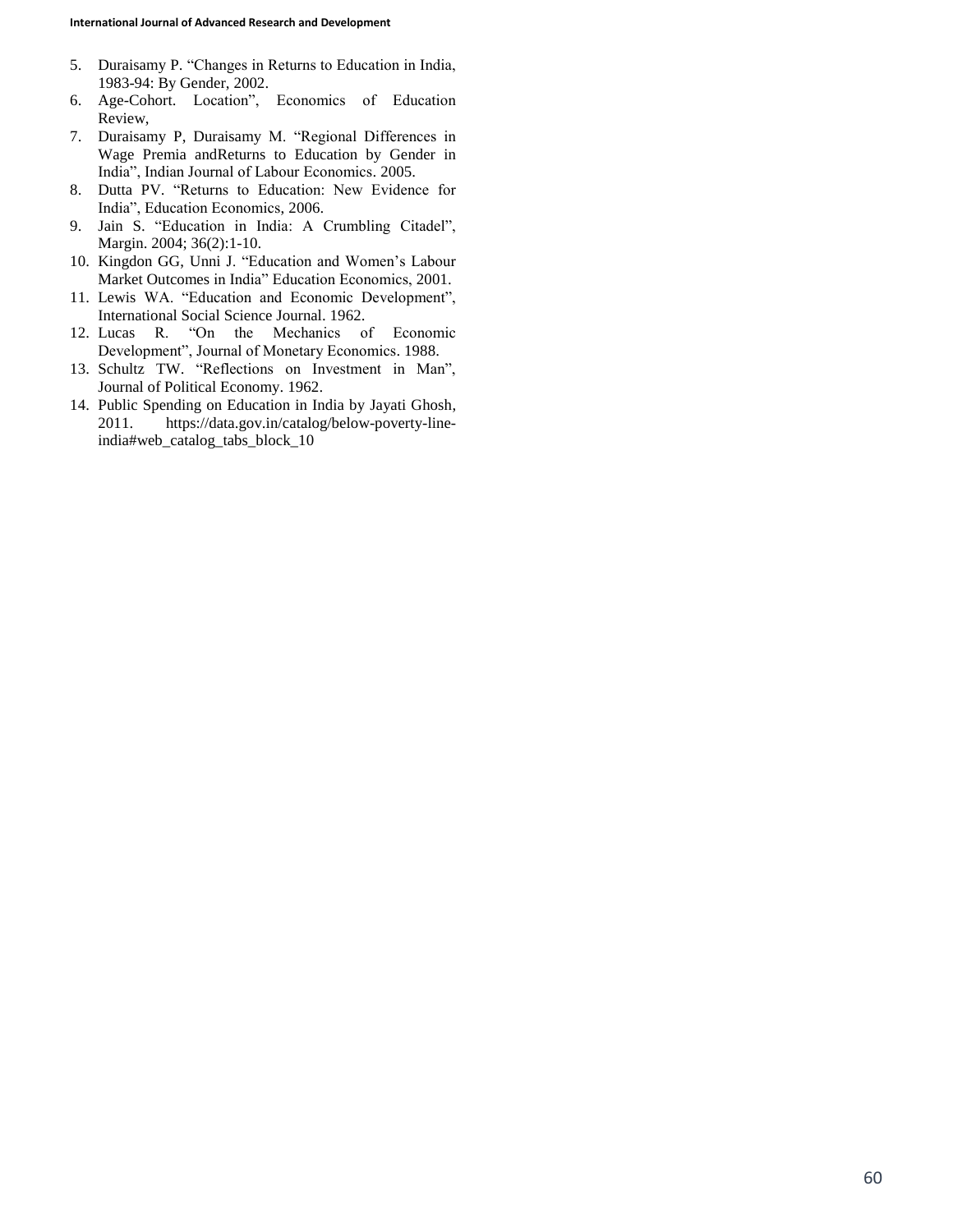5. Duraisamy P. "Changes in Returns to Education in India, 1983-94: By Gender, 2002.
6. Age-Cohort. Location", Economics of Education Review,
7. Duraisamy P, Duraisamy M. "Regional Differences in Wage Premia andReturns to Education by Gender in India", Indian Journal of Labour Economics. 2005.
8. Dutta PV. "Returns to Education: New Evidence for India", Education Economics, 2006.
9. Jain S. "Education in India: A Crumbling Citadel", Margin. 2004; 36(2):1-10.
10. Kingdon GG, Unni J. "Education and Women's Labour Market Outcomes in India" Education Economics, 2001.
11. Lewis WA. "Education and Economic Development", International Social Science Journal. 1962.
12. Lucas R. "On the Mechanics of Economic Development", Journal of Monetary Economics. 1988.
13. Schultz TW. "Reflections on Investment in Man", Journal of Political Economy. 1962.
14. Public Spending on Education in India by Jayati Ghosh, 2011. https://data.gov.in/catalog/below-poverty-line-india#web_catalog_tabs_block_10